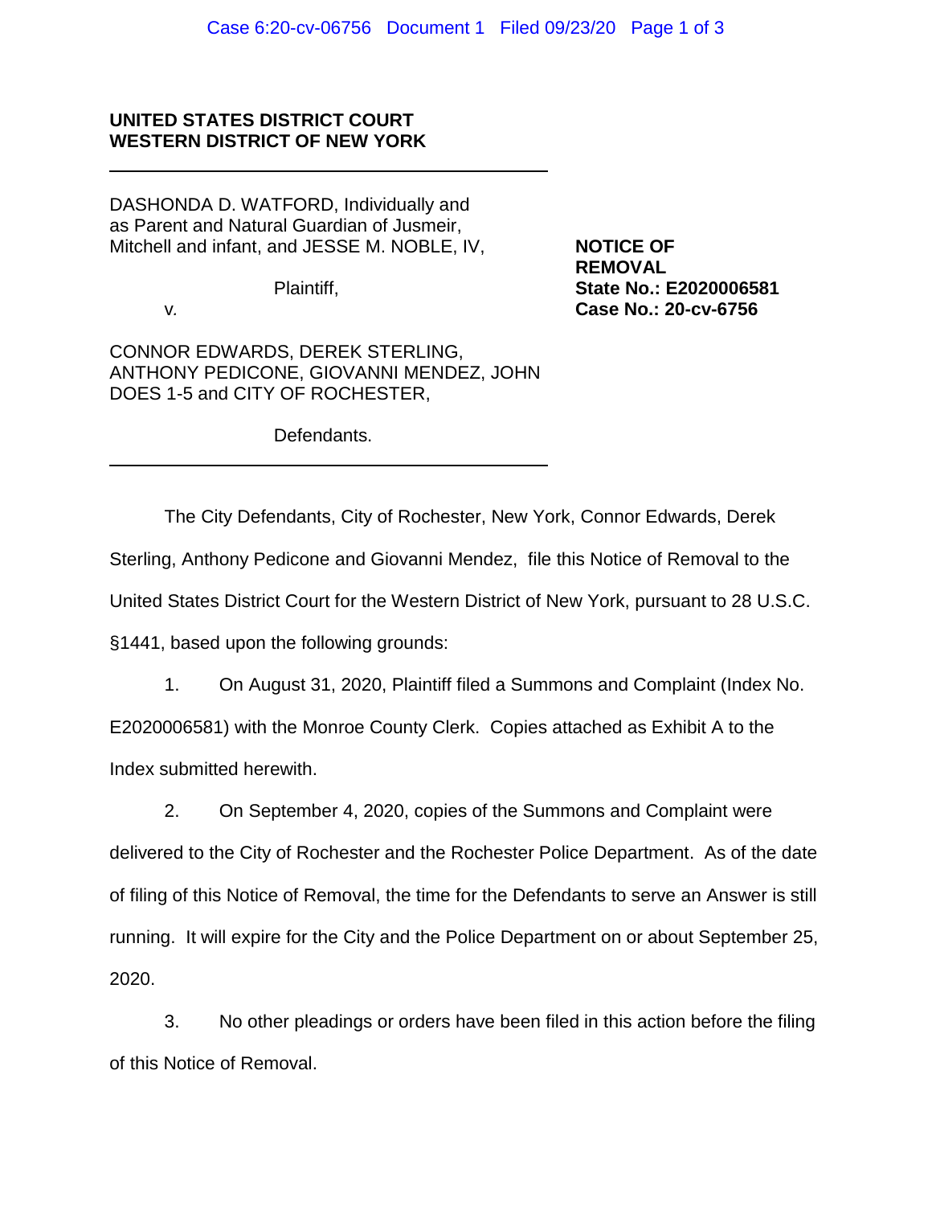**UNITED STATES DISTRICT COURT**
**WESTERN DISTRICT OF NEW YORK**

---

DASHONDA D. WATFORD, Individually and as Parent and Natural Guardian of Jusmeir, Mitchell and infant, and JESSE M. NOBLE, IV,

Plaintiff,

v.

CONNOR EDWARDS, DEREK STERLING, ANTHONY PEDICONE, GIOVANNI MENDEZ, JOHN DOES 1-5 and CITY OF ROCHESTER,

Defendants.

---

**NOTICE OF REMOVAL**
**State No.: E2020006581**
**Case No.: 20-cv-6756**

The City Defendants, City of Rochester, New York, Connor Edwards, Derek Sterling, Anthony Pedicone and Giovanni Mendez, file this Notice of Removal to the United States District Court for the Western District of New York, pursuant to 28 U.S.C. §1441, based upon the following grounds:

1. On August 31, 2020, Plaintiff filed a Summons and Complaint (Index No. E2020006581) with the Monroe County Clerk. Copies attached as Exhibit A to the Index submitted herewith.

2. On September 4, 2020, copies of the Summons and Complaint were delivered to the City of Rochester and the Rochester Police Department. As of the date of filing of this Notice of Removal, the time for the Defendants to serve an Answer is still running. It will expire for the City and the Police Department on or about September 25, 2020.

3. No other pleadings or orders have been filed in this action before the filing of this Notice of Removal.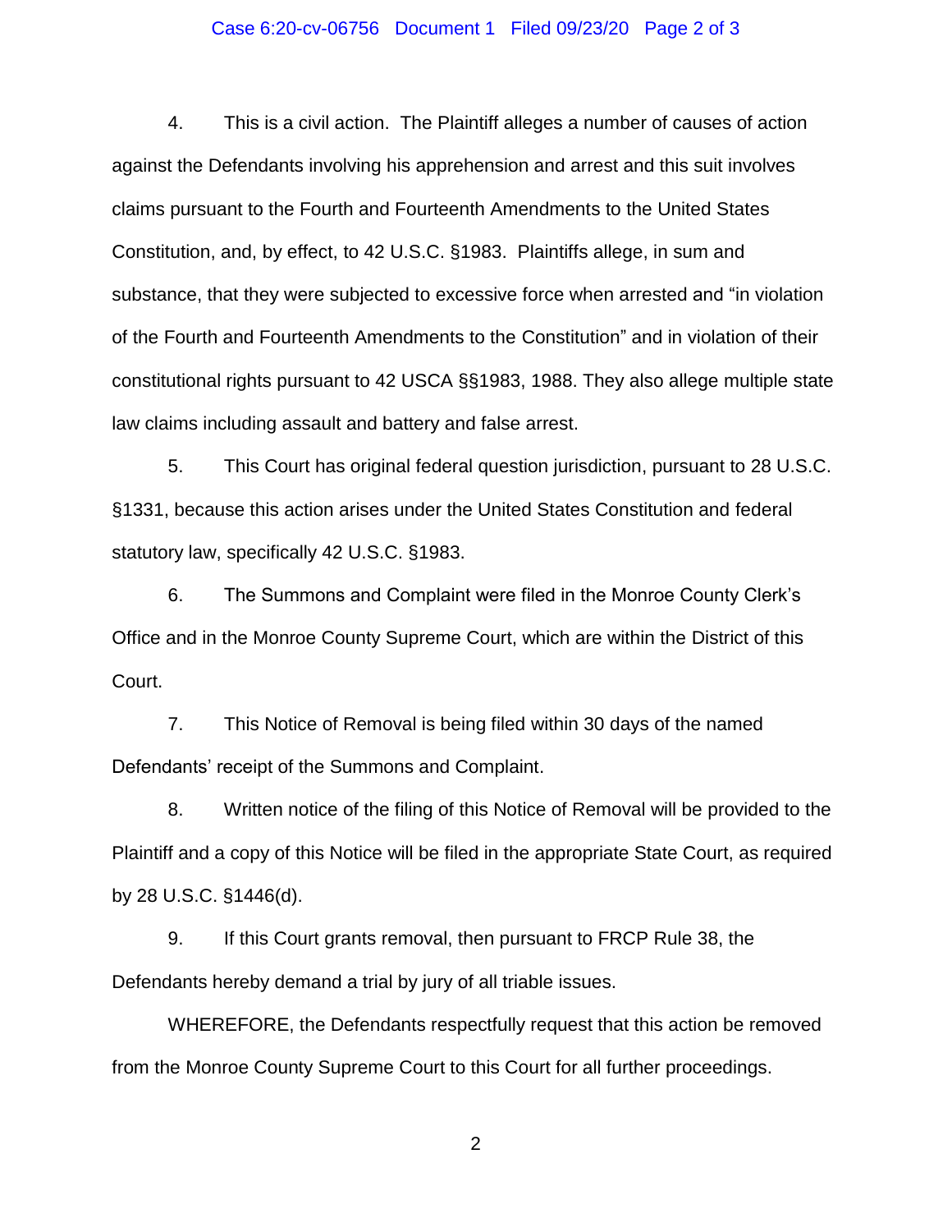4. This is a civil action. The Plaintiff alleges a number of causes of action against the Defendants involving his apprehension and arrest and this suit involves claims pursuant to the Fourth and Fourteenth Amendments to the United States Constitution, and, by effect, to 42 U.S.C. §1983. Plaintiffs allege, in sum and substance, that they were subjected to excessive force when arrested and "in violation of the Fourth and Fourteenth Amendments to the Constitution" and in violation of their constitutional rights pursuant to 42 USCA §§1983, 1988. They also allege multiple state law claims including assault and battery and false arrest.

5. This Court has original federal question jurisdiction, pursuant to 28 U.S.C. §1331, because this action arises under the United States Constitution and federal statutory law, specifically 42 U.S.C. §1983.

6. The Summons and Complaint were filed in the Monroe County Clerk's Office and in the Monroe County Supreme Court, which are within the District of this Court.

7. This Notice of Removal is being filed within 30 days of the named Defendants' receipt of the Summons and Complaint.

8. Written notice of the filing of this Notice of Removal will be provided to the Plaintiff and a copy of this Notice will be filed in the appropriate State Court, as required by 28 U.S.C. §1446(d).

9. If this Court grants removal, then pursuant to FRCP Rule 38, the Defendants hereby demand a trial by jury of all triable issues.

WHEREFORE, the Defendants respectfully request that this action be removed from the Monroe County Supreme Court to this Court for all further proceedings.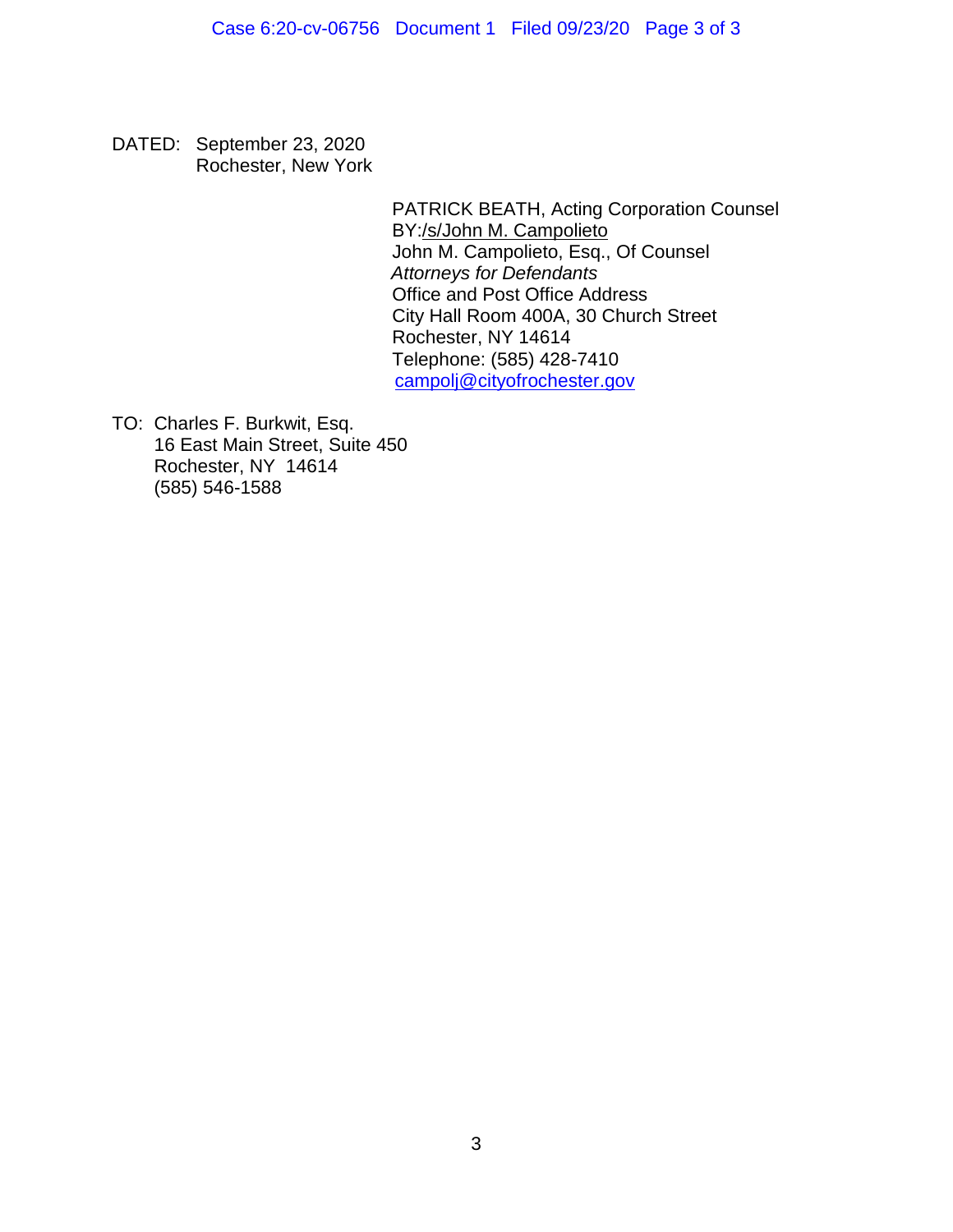DATED: September 23, 2020
Rochester, New York

PATRICK BEATH, Acting Corporation Counsel
BY:/s/John M. Campolieto
John M. Campolieto, Esq., Of Counsel
*Attorneys for Defendants*
Office and Post Office Address
City Hall Room 400A, 30 Church Street
Rochester, NY 14614
Telephone: (585) 428-7410
campolj@cityofrochester.gov

TO: Charles F. Burkwit, Esq.
16 East Main Street, Suite 450
Rochester, NY 14614
(585) 546-1588